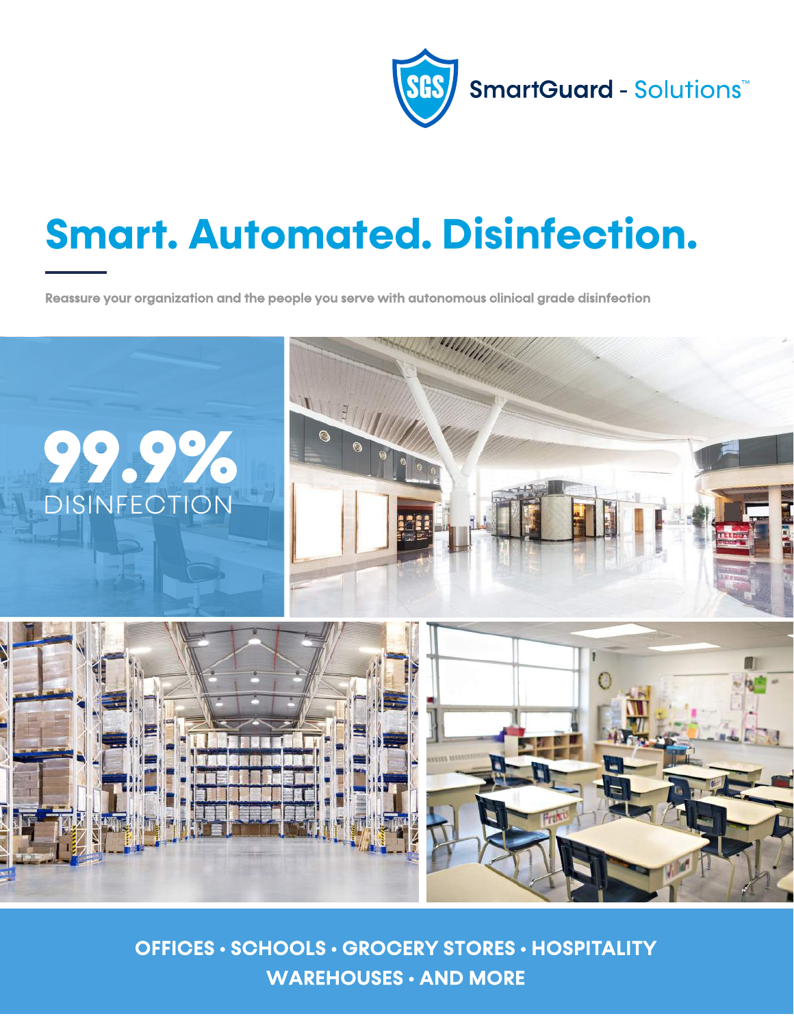SmartGuard - Solutions™

# Smart. Automated. Disinfection.

**Reassure your organization and the people you serve with autonomous clinical grade disinfection**

**99.9%** DISINFECTION

**OFFICES • SCHOOLS • GROCERY STORES • HOSPITALITY WAREHOUSES • AND MORE**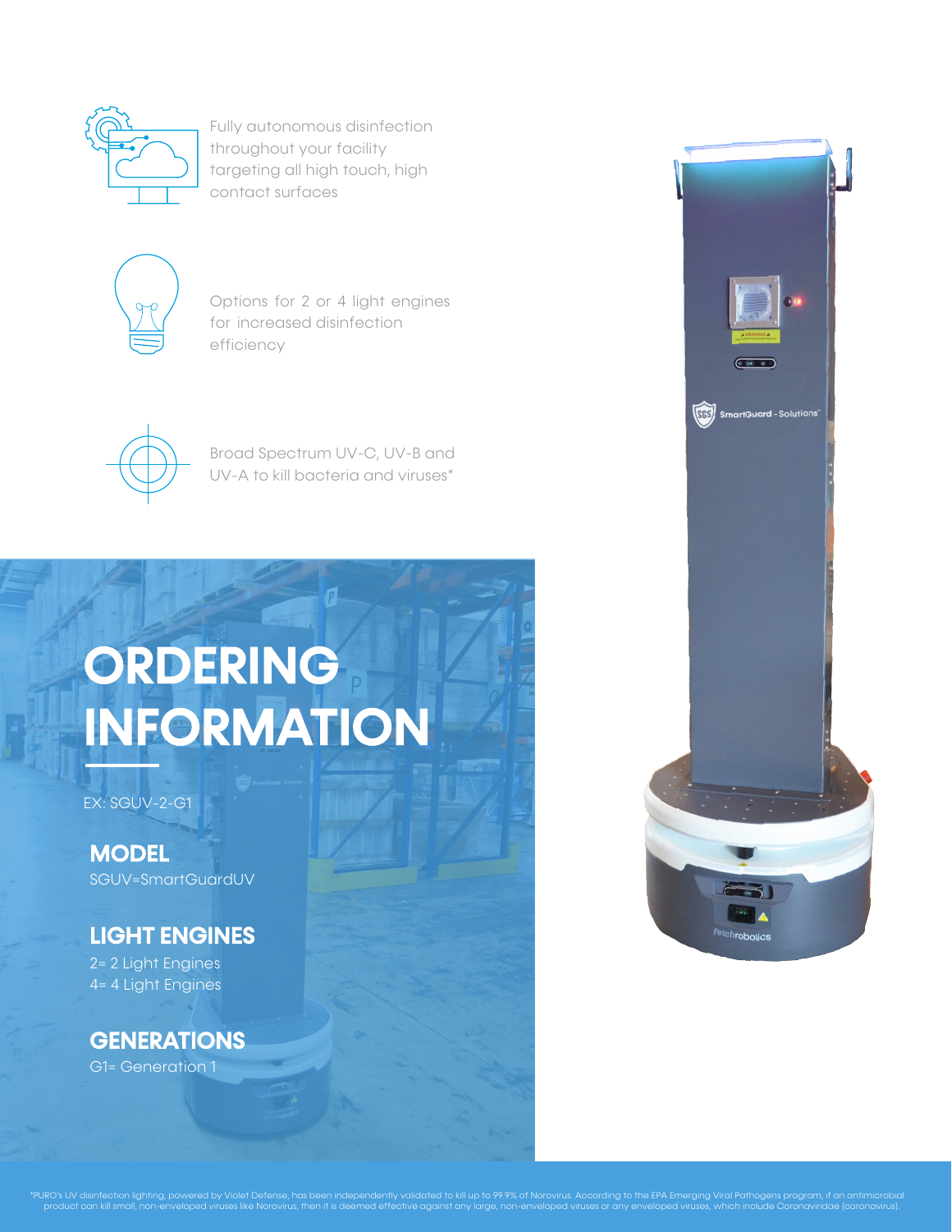Fully autonomous disinfection throughout your facility targeting all high touch, high contact surfaces

Options for 2 or 4 light engines for increased disinfection efficiency

Broad Spectrum UV-C, UV-B and UV-A to kill bacteria and viruses*

# ORDERING INFORMATION

EX: SGUV-2-G1

## MODEL

SGUV=SmartGuardUV

## LIGHT ENGINES

2= 2 Light Engines
4= 4 Light Engines

## GENERATIONS

G1= Generation 1

*PURO's UV disinfection lighting, powered by Violet Defense, has been independently validated to kill up to 99.9% of Norovirus. According to the EPA Emerging Viral Pathogens program, if an antimicrobial product can kill small, non-enveloped viruses like Norovirus, then it is deemed effective against any large, non-enveloped viruses or any enveloped viruses, which include Coronaviridae (coronavirus).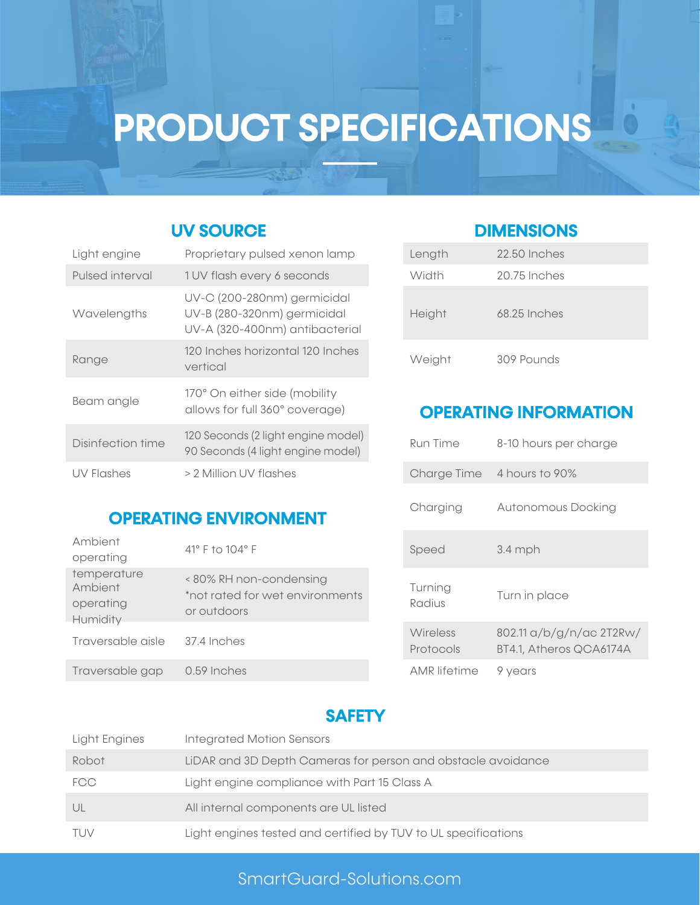# PRODUCT SPECIFICATIONS

## UV SOURCE

| | |
|---|---|
| Light engine | Proprietary pulsed xenon lamp |
| Pulsed interval | 1 UV flash every 6 seconds |
| Wavelengths | UV-C (200-280nm) germicidal<br>UV-B (280-320nm) germicidal<br>UV-A (320-400nm) antibacterial |
| Range | 120 Inches horizontal 120 Inches vertical |
| Beam angle | 170° On either side (mobility allows for full 360° coverage) |
| Disinfection time | 120 Seconds (2 light engine model)<br>90 Seconds (4 light engine model) |
| UV Flashes | > 2 Million UV flashes |

## OPERATING ENVIRONMENT

| | |
|---|---|
| Ambient operating temperature | 41° F to 104° F |
| Ambient operating Humidity | < 80% RH non-condensing<br>*not rated for wet environments or outdoors |
| Traversable aisle | 37.4 Inches |
| Traversable gap | 0.59 Inches |

## DIMENSIONS

| | |
|---|---|
| Length | 22.50 Inches |
| Width | 20.75 Inches |
| Height | 68.25 Inches |
| Weight | 309 Pounds |

## OPERATING INFORMATION

| | |
|---|---|
| Run Time | 8-10 hours per charge |
| Charge Time | 4 hours to 90% |
| Charging | Autonomous Docking |
| Speed | 3.4 mph |
| Turning Radius | Turn in place |
| Wireless Protocols | 802.11 a/b/g/n/ac 2T2Rw/ BT4.1, Atheros QCA6174A |
| AMR lifetime | 9 years |

## SAFETY

| | |
|---|---|
| Light Engines | Integrated Motion Sensors |
| Robot | LiDAR and 3D Depth Cameras for person and obstacle avoidance |
| FCC | Light engine compliance with Part 15 Class A |
| UL | All internal components are UL listed |
| TUV | Light engines tested and certified by TUV to UL specifications |

SmartGuard-Solutions.com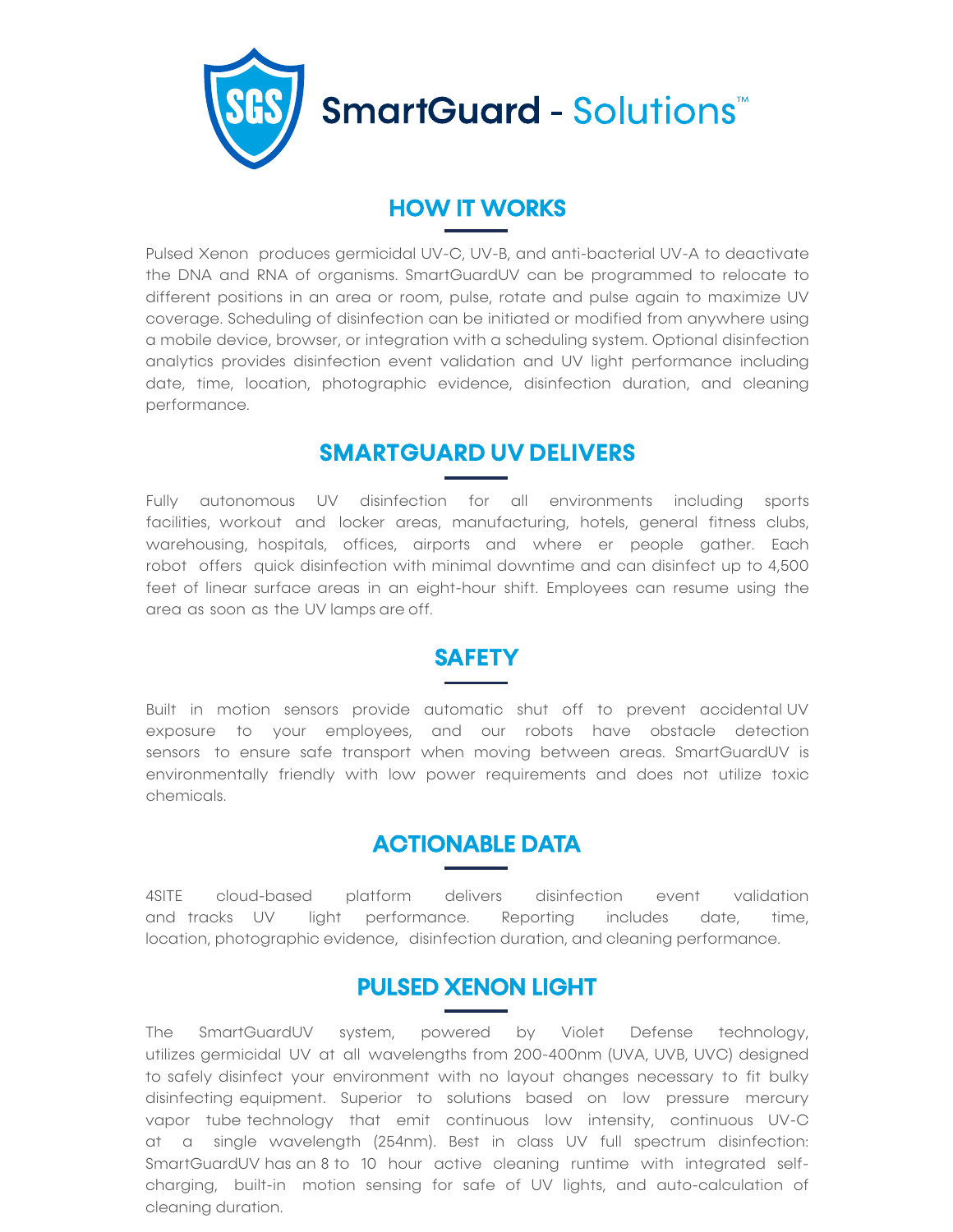SmartGuard - Solutions™

## HOW IT WORKS

Pulsed Xenon produces germicidal UV-C, UV-B, and anti-bacterial UV-A to deactivate the DNA and RNA of organisms. SmartGuardUV can be programmed to relocate to different positions in an area or room, pulse, rotate and pulse again to maximize UV coverage. Scheduling of disinfection can be initiated or modified from anywhere using a mobile device, browser, or integration with a scheduling system. Optional disinfection analytics provides disinfection event validation and UV light performance including date, time, location, photographic evidence, disinfection duration, and cleaning performance.

## SMARTGUARD UV DELIVERS

Fully autonomous UV disinfection for all environments including sports facilities, workout and locker areas, manufacturing, hotels, general fitness clubs, warehousing, hospitals, offices, airports and where er people gather. Each robot offers quick disinfection with minimal downtime and can disinfect up to 4,500 feet of linear surface areas in an eight-hour shift. Employees can resume using the area as soon as the UV lamps are off.

## SAFETY

Built in motion sensors provide automatic shut off to prevent accidental UV exposure to your employees, and our robots have obstacle detection sensors to ensure safe transport when moving between areas. SmartGuardUV is environmentally friendly with low power requirements and does not utilize toxic chemicals.

## ACTIONABLE DATA

4SITE cloud-based platform delivers disinfection event validation and tracks UV light performance. Reporting includes date, time, location, photographic evidence, disinfection duration, and cleaning performance.

## PULSED XENON LIGHT

The SmartGuardUV system, powered by Violet Defense technology, utilizes germicidal UV at all wavelengths from 200-400nm (UVA, UVB, UVC) designed to safely disinfect your environment with no layout changes necessary to fit bulky disinfecting equipment. Superior to solutions based on low pressure mercury vapor tube technology that emit continuous low intensity, continuous UV-C at a single wavelength (254nm). Best in class UV full spectrum disinfection: SmartGuardUV has an 8 to 10 hour active cleaning runtime with integrated self-charging, built-in motion sensing for safe of UV lights, and auto-calculation of cleaning duration.